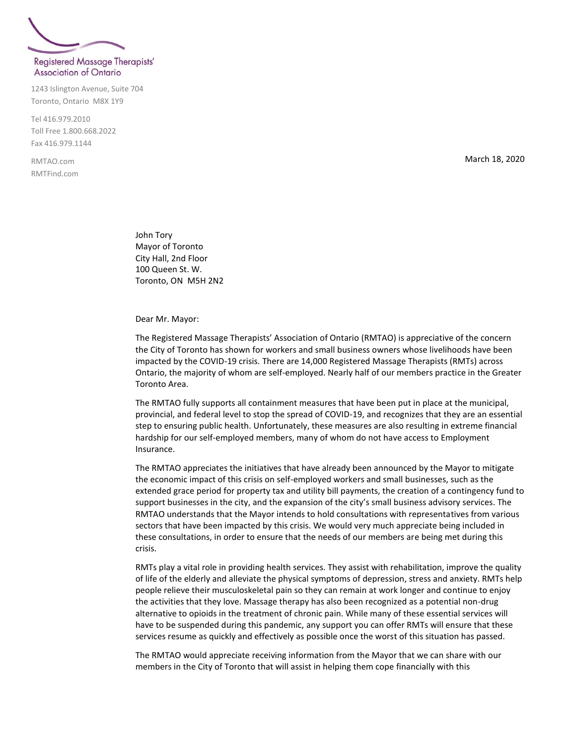Registered Massage Therapists' Association of Ontario

1243 Islington Avenue, Suite 704
Toronto, Ontario M8X 1Y9

Tel 416.979.2010
Toll Free 1.800.668.2022
Fax 416.979.1144

RMTAO.com
RMTFind.com

March 18, 2020

John Tory
Mayor of Toronto
City Hall, 2nd Floor
100 Queen St. W.
Toronto, ON M5H 2N2

Dear Mr. Mayor:

The Registered Massage Therapists' Association of Ontario (RMTAO) is appreciative of the concern the City of Toronto has shown for workers and small business owners whose livelihoods have been impacted by the COVID-19 crisis. There are 14,000 Registered Massage Therapists (RMTs) across Ontario, the majority of whom are self-employed. Nearly half of our members practice in the Greater Toronto Area.

The RMTAO fully supports all containment measures that have been put in place at the municipal, provincial, and federal level to stop the spread of COVID-19, and recognizes that they are an essential step to ensuring public health. Unfortunately, these measures are also resulting in extreme financial hardship for our self-employed members, many of whom do not have access to Employment Insurance.

The RMTAO appreciates the initiatives that have already been announced by the Mayor to mitigate the economic impact of this crisis on self-employed workers and small businesses, such as the extended grace period for property tax and utility bill payments, the creation of a contingency fund to support businesses in the city, and the expansion of the city's small business advisory services. The RMTAO understands that the Mayor intends to hold consultations with representatives from various sectors that have been impacted by this crisis. We would very much appreciate being included in these consultations, in order to ensure that the needs of our members are being met during this crisis.

RMTs play a vital role in providing health services. They assist with rehabilitation, improve the quality of life of the elderly and alleviate the physical symptoms of depression, stress and anxiety. RMTs help people relieve their musculoskeletal pain so they can remain at work longer and continue to enjoy the activities that they love. Massage therapy has also been recognized as a potential non-drug alternative to opioids in the treatment of chronic pain. While many of these essential services will have to be suspended during this pandemic, any support you can offer RMTs will ensure that these services resume as quickly and effectively as possible once the worst of this situation has passed.

The RMTAO would appreciate receiving information from the Mayor that we can share with our members in the City of Toronto that will assist in helping them cope financially with this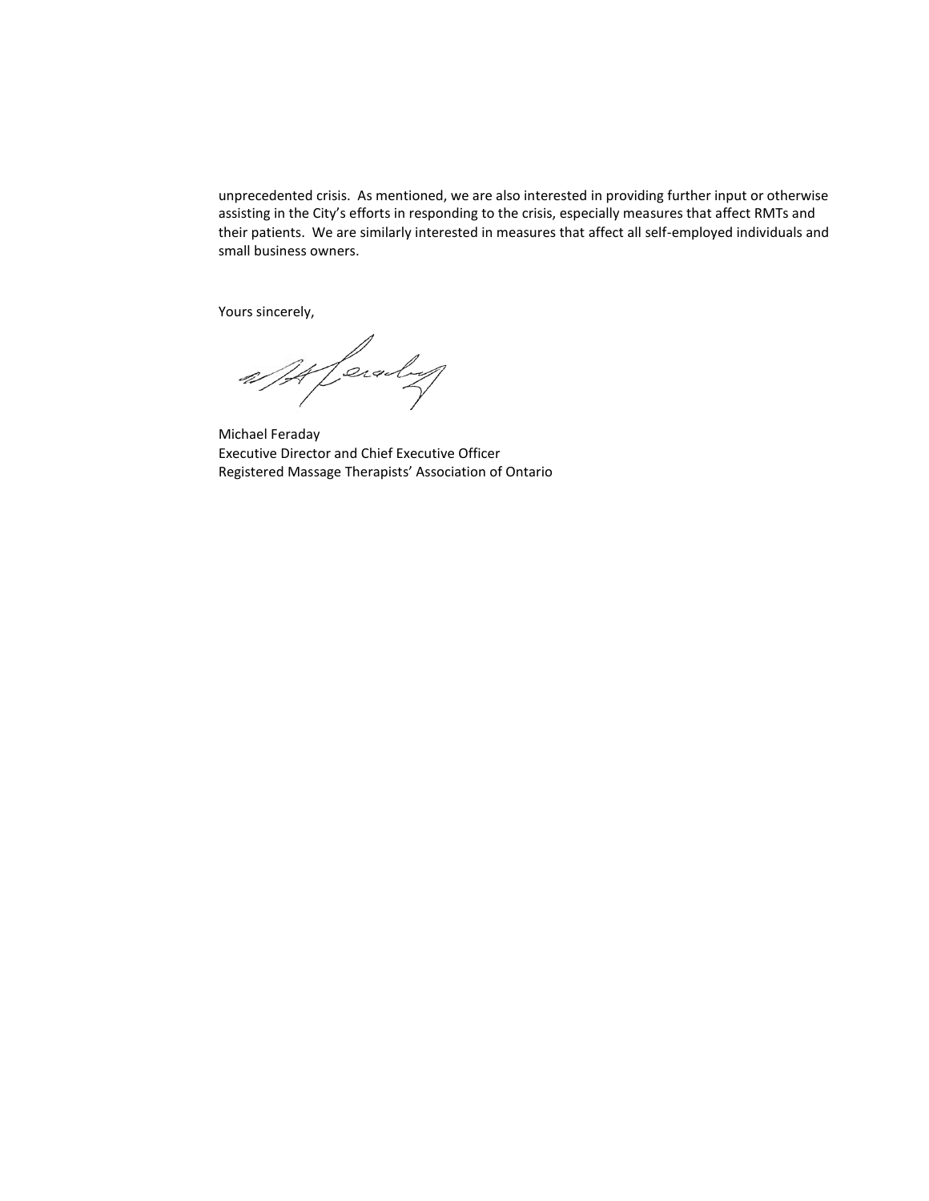unprecedented crisis. As mentioned, we are also interested in providing further input or otherwise assisting in the City's efforts in responding to the crisis, especially measures that affect RMTs and their patients. We are similarly interested in measures that affect all self-employed individuals and small business owners.

Yours sincerely,

Michael Feraday
Executive Director and Chief Executive Officer
Registered Massage Therapists' Association of Ontario